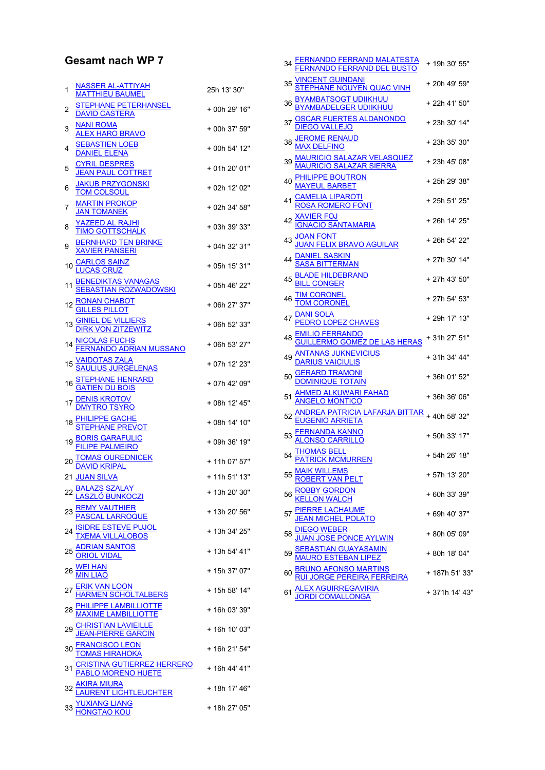## Gesamt nach WP 7

| Pos | Team | Zeit |
|---|---|---|
| 1 | NASSER AL-ATTIYAH<br>MATTHIEU BAUMEL | 25h 13' 30'' |
| 2 | STEPHANE PETERHANSEL<br>DAVID CASTERA | + 00h 29' 16'' |
| 3 | NANI ROMA<br>ALEX HARO BRAVO | + 00h 37' 59'' |
| 4 | SEBASTIEN LOEB<br>DANIEL ELENA | + 00h 54' 12'' |
| 5 | CYRIL DESPRES<br>JEAN PAUL COTTRET | + 01h 20' 01'' |
| 6 | JAKUB PRZYGONSKI<br>TOM COLSOUL | + 02h 12' 02'' |
| 7 | MARTIN PROKOP<br>JAN TOMANEK | + 02h 34' 58'' |
| 8 | YAZEED AL RAJHI<br>TIMO GOTTSCHALK | + 03h 39' 33'' |
| 9 | BERNHARD TEN BRINKE<br>XAVIER PANSERI | + 04h 32' 31'' |
| 10 | CARLOS SAINZ<br>LUCAS CRUZ | + 05h 15' 31'' |
| 11 | BENEDIKTAS VANAGAS<br>SEBASTIAN ROZWADOWSKI | + 05h 46' 22'' |
| 12 | RONAN CHABOT<br>GILLES PILLOT | + 06h 27' 37'' |
| 13 | GINIEL DE VILLIERS<br>DIRK VON ZITZEWITZ | + 06h 52' 33'' |
| 14 | NICOLAS FUCHS<br>FERNANDO ADRIAN MUSSANO | + 06h 53' 27'' |
| 15 | VAIDOTAS ZALA<br>SAULIUS JURGELENAS | + 07h 12' 23'' |
| 16 | STEPHANE HENRARD<br>GATIEN DU BOIS | + 07h 42' 09'' |
| 17 | DENIS KROTOV<br>DMYTRO TSYRO | + 08h 12' 45'' |
| 18 | PHILIPPE GACHE<br>STEPHANE PREVOT | + 08h 14' 10'' |
| 19 | BORIS GARAFULIC<br>FILIPE PALMEIRO | + 09h 36' 19'' |
| 20 | TOMAS OUREDNICEK<br>DAVID KRIPAL | + 11h 07' 57'' |
| 21 | JUAN SILVA | + 11h 51' 13'' |
| 22 | BALAZS SZALAY<br>LASZLO BUNKOCZI | + 13h 20' 30'' |
| 23 | REMY VAUTHIER<br>PASCAL LARROQUE | + 13h 20' 56'' |
| 24 | ISIDRE ESTEVE PUJOL<br>TXEMA VILLALOBOS | + 13h 34' 25'' |
| 25 | ADRIAN SANTOS<br>ORIOL VIDAL | + 13h 54' 41'' |
| 26 | WEI HAN<br>MIN LIAO | + 15h 37' 07'' |
| 27 | ERIK VAN LOON<br>HARMEN SCHOLTALBERS | + 15h 58' 14'' |
| 28 | PHILIPPE LAMBILLIOTTE<br>MAXIME LAMBILLIOTTE | + 16h 03' 39'' |
| 29 | CHRISTIAN LAVIEILLE<br>JEAN-PIERRE GARCIN | + 16h 10' 03'' |
| 30 | FRANCISCO LEON<br>TOMAS HIRAHOKA | + 16h 21' 54'' |
| 31 | CRISTINA GUTIERREZ HERRERO<br>PABLO MORENO HUETE | + 16h 44' 41'' |
| 32 | AKIRA MIURA<br>LAURENT LICHTLEUCHTER | + 18h 17' 46'' |
| 33 | YUXIANG LIANG<br>HONGTAO KOU | + 18h 27' 05'' |
| 34 | FERNANDO FERRAND MALATESTA<br>FERNANDO FERRAND DEL BUSTO | + 19h 30' 55'' |
| 35 | VINCENT GUINDANI<br>STEPHANE NGUYEN QUAC VINH | + 20h 49' 59'' |
| 36 | BYAMBATSOGT UDIIKHUU<br>BYAMBADELGER UDIIKHUU | + 22h 41' 50'' |
| 37 | OSCAR FUERTES ALDANONDO<br>DIEGO VALLEJO | + 23h 30' 14'' |
| 38 | JEROME RENAUD<br>MAX DELFINO | + 23h 35' 30'' |
| 39 | MAURICIO SALAZAR VELASQUEZ<br>MAURICIO SALAZAR SIERRA | + 23h 45' 08'' |
| 40 | PHILIPPE BOUTRON<br>MAYEUL BARBET | + 25h 29' 38'' |
| 41 | CAMELIA LIPAROTI<br>ROSA ROMERO FONT | + 25h 51' 25'' |
| 42 | XAVIER FOJ<br>IGNACIO SANTAMARIA | + 26h 14' 25'' |
| 43 | JOAN FONT<br>JUAN FELIX BRAVO AGUILAR | + 26h 54' 22'' |
| 44 | DANIEL SASKIN<br>SASA BITTERMAN | + 27h 30' 14'' |
| 45 | BLADE HILDEBRAND<br>BILL CONGER | + 27h 43' 50'' |
| 46 | TIM CORONEL<br>TOM CORONEL | + 27h 54' 53'' |
| 47 | DANI SOLA<br>PEDRO LOPEZ CHAVES | + 29h 17' 13'' |
| 48 | EMILIO FERRANDO<br>GUILLERMO GOMEZ DE LAS HERAS | + 31h 27' 51'' |
| 49 | ANTANAS JUKNEVICIUS<br>DARIUS VAICIULIS | + 31h 34' 44'' |
| 50 | GERARD TRAMONI<br>DOMINIQUE TOTAIN | + 36h 01' 52'' |
| 51 | AHMED ALKUWARI FAHAD<br>ANGELO MONTICO | + 36h 36' 06'' |
| 52 | ANDREA PATRICIA LAFARJA BITTAR<br>EUGENIO ARRIETA | + 40h 58' 32'' |
| 53 | FERNANDA KANNO<br>ALONSO CARRILLO | + 50h 33' 17'' |
| 54 | THOMAS BELL<br>PATRICK MCMURREN | + 54h 26' 18'' |
| 55 | MAIK WILLEMS<br>ROBERT VAN PELT | + 57h 13' 20'' |
| 56 | ROBBY GORDON<br>KELLON WALCH | + 60h 33' 39'' |
| 57 | PIERRE LACHAUME<br>JEAN MICHEL POLATO | + 69h 40' 37'' |
| 58 | DIEGO WEBER<br>JUAN JOSE PONCE AYLWIN | + 80h 05' 09'' |
| 59 | SEBASTIAN GUAYASAMIN<br>MAURO ESTEBAN LIPEZ | + 80h 18' 04'' |
| 60 | BRUNO AFONSO MARTINS<br>RUI JORGE PEREIRA FERREIRA | + 187h 51' 33'' |
| 61 | ALEX AGUIRREGAVIRIA<br>JORDI COMALLONGA | + 371h 14' 43'' |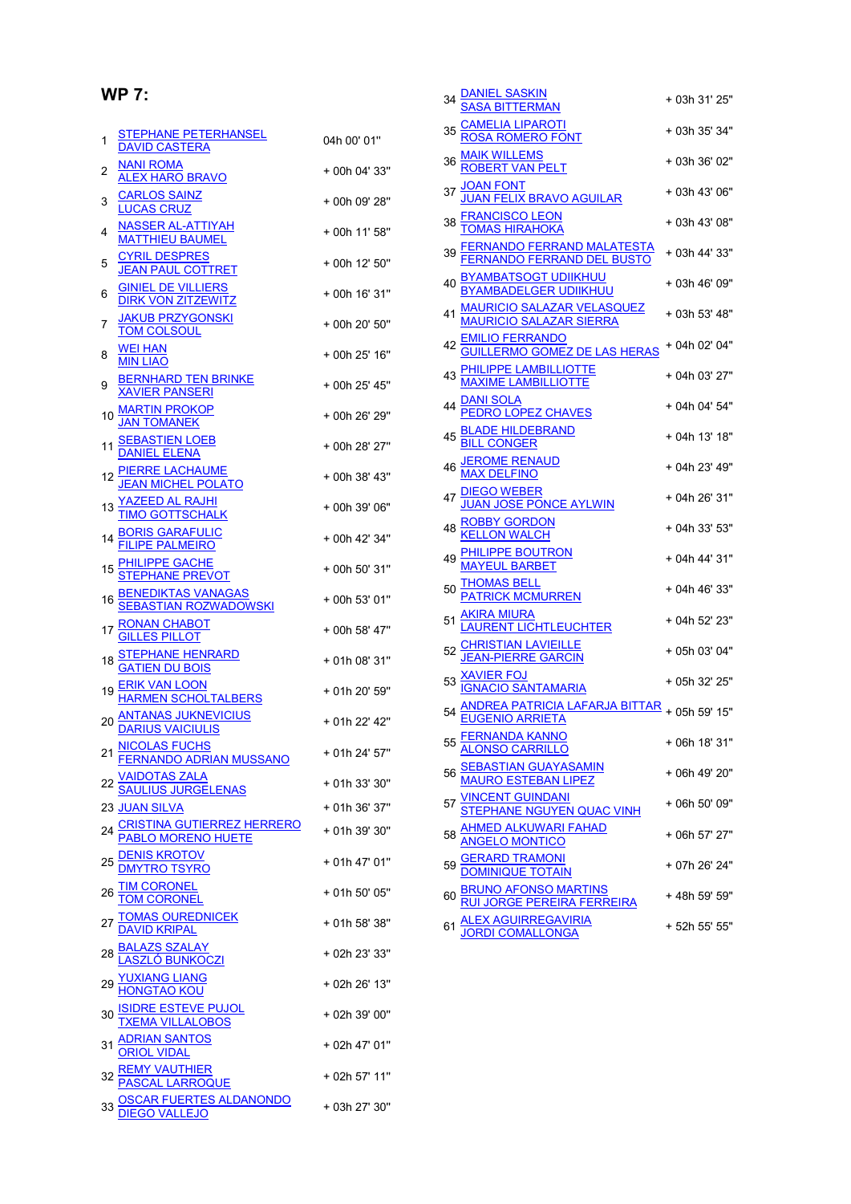## WP 7:

| | | |
|---|---|---|
| 1 | STEPHANE PETERHANSEL<br>DAVID CASTERA | 04h 00' 01'' |
| 2 | NANI ROMA<br>ALEX HARO BRAVO | + 00h 04' 33'' |
| 3 | CARLOS SAINZ<br>LUCAS CRUZ | + 00h 09' 28'' |
| 4 | NASSER AL-ATTIYAH<br>MATTHIEU BAUMEL | + 00h 11' 58'' |
| 5 | CYRIL DESPRES<br>JEAN PAUL COTTRET | + 00h 12' 50'' |
| 6 | GINIEL DE VILLIERS<br>DIRK VON ZITZEWITZ | + 00h 16' 31'' |
| 7 | JAKUB PRZYGONSKI<br>TOM COLSOUL | + 00h 20' 50'' |
| 8 | WEI HAN<br>MIN LIAO | + 00h 25' 16'' |
| 9 | BERNHARD TEN BRINKE<br>XAVIER PANSERI | + 00h 25' 45'' |
| 10 | MARTIN PROKOP<br>JAN TOMANEK | + 00h 26' 29'' |
| 11 | SEBASTIEN LOEB<br>DANIEL ELENA | + 00h 28' 27'' |
| 12 | PIERRE LACHAUME<br>JEAN MICHEL POLATO | + 00h 38' 43'' |
| 13 | YAZEED AL RAJHI<br>TIMO GOTTSCHALK | + 00h 39' 06'' |
| 14 | BORIS GARAFULIC<br>FILIPE PALMEIRO | + 00h 42' 34'' |
| 15 | PHILIPPE GACHE<br>STEPHANE PREVOT | + 00h 50' 31'' |
| 16 | BENEDIKTAS VANAGAS<br>SEBASTIAN ROZWADOWSKI | + 00h 53' 01'' |
| 17 | RONAN CHABOT<br>GILLES PILLOT | + 00h 58' 47'' |
| 18 | STEPHANE HENRARD<br>GATIEN DU BOIS | + 01h 08' 31'' |
| 19 | ERIK VAN LOON<br>HARMEN SCHOLTALBERS | + 01h 20' 59'' |
| 20 | ANTANAS JUKNEVICIUS<br>DARIUS VAICIULIS | + 01h 22' 42'' |
| 21 | NICOLAS FUCHS<br>FERNANDO ADRIAN MUSSANO | + 01h 24' 57'' |
| 22 | VAIDOTAS ZALA<br>SAULIUS JURGELENAS | + 01h 33' 30'' |
| 23 | JUAN SILVA | + 01h 36' 37'' |
| 24 | CRISTINA GUTIERREZ HERRERO<br>PABLO MORENO HUETE | + 01h 39' 30'' |
| 25 | DENIS KROTOV<br>DMYTRO TSYRO | + 01h 47' 01'' |
| 26 | TIM CORONEL<br>TOM CORONEL | + 01h 50' 05'' |
| 27 | TOMAS OUREDNICEK<br>DAVID KRIPAL | + 01h 58' 38'' |
| 28 | BALAZS SZALAY<br>LASZLO BUNKOCZI | + 02h 23' 33'' |
| 29 | YUXIANG LIANG<br>HONGTAO KOU | + 02h 26' 13'' |
| 30 | ISIDRE ESTEVE PUJOL<br>TXEMA VILLALOBOS | + 02h 39' 00'' |
| 31 | ADRIAN SANTOS<br>ORIOL VIDAL | + 02h 47' 01'' |
| 32 | REMY VAUTHIER<br>PASCAL LARROQUE | + 02h 57' 11'' |
| 33 | OSCAR FUERTES ALDANONDO<br>DIEGO VALLEJO | + 03h 27' 30'' |
| 34 | DANIEL SASKIN<br>SASA BITTERMAN | + 03h 31' 25'' |
| 35 | CAMELIA LIPAROTI<br>ROSA ROMERO FONT | + 03h 35' 34'' |
| 36 | MAIK WILLEMS<br>ROBERT VAN PELT | + 03h 36' 02'' |
| 37 | JOAN FONT<br>JUAN FELIX BRAVO AGUILAR | + 03h 43' 06'' |
| 38 | FRANCISCO LEON<br>TOMAS HIRAHOKA | + 03h 43' 08'' |
| 39 | FERNANDO FERRAND MALATESTA<br>FERNANDO FERRAND DEL BUSTO | + 03h 44' 33'' |
| 40 | BYAMBATSOGT UDIIKHUU<br>BYAMBADELGER UDIIKHUU | + 03h 46' 09'' |
| 41 | MAURICIO SALAZAR VELASQUEZ<br>MAURICIO SALAZAR SIERRA | + 03h 53' 48'' |
| 42 | EMILIO FERRANDO<br>GUILLERMO GOMEZ DE LAS HERAS | + 04h 02' 04'' |
| 43 | PHILIPPE LAMBILLIOTTE<br>MAXIME LAMBILLIOTTE | + 04h 03' 27'' |
| 44 | DANI SOLA<br>PEDRO LOPEZ CHAVES | + 04h 04' 54'' |
| 45 | BLADE HILDEBRAND<br>BILL CONGER | + 04h 13' 18'' |
| 46 | JEROME RENAUD<br>MAX DELFINO | + 04h 23' 49'' |
| 47 | DIEGO WEBER<br>JUAN JOSE PONCE AYLWIN | + 04h 26' 31'' |
| 48 | ROBBY GORDON<br>KELLON WALCH | + 04h 33' 53'' |
| 49 | PHILIPPE BOUTRON<br>MAYEUL BARBET | + 04h 44' 31'' |
| 50 | THOMAS BELL<br>PATRICK MCMURREN | + 04h 46' 33'' |
| 51 | AKIRA MIURA<br>LAURENT LICHTLEUCHTER | + 04h 52' 23'' |
| 52 | CHRISTIAN LAVIEILLE<br>JEAN-PIERRE GARCIN | + 05h 03' 04'' |
| 53 | XAVIER FOJ<br>IGNACIO SANTAMARIA | + 05h 32' 25'' |
| 54 | ANDREA PATRICIA LAFARJA BITTAR<br>EUGENIO ARRIETA | + 05h 59' 15'' |
| 55 | FERNANDA KANNO<br>ALONSO CARRILLO | + 06h 18' 31'' |
| 56 | SEBASTIAN GUAYASAMIN<br>MAURO ESTEBAN LIPEZ | + 06h 49' 20'' |
| 57 | VINCENT GUINDANI<br>STEPHANE NGUYEN QUAC VINH | + 06h 50' 09'' |
| 58 | AHMED ALKUWARI FAHAD<br>ANGELO MONTICO | + 06h 57' 27'' |
| 59 | GERARD TRAMONI<br>DOMINIQUE TOTAIN | + 07h 26' 24'' |
| 60 | BRUNO AFONSO MARTINS<br>RUI JORGE PEREIRA FERREIRA | + 48h 59' 59'' |
| 61 | ALEX AGUIRREGAVIRIA<br>JORDI COMALLONGA | + 52h 55' 55'' |